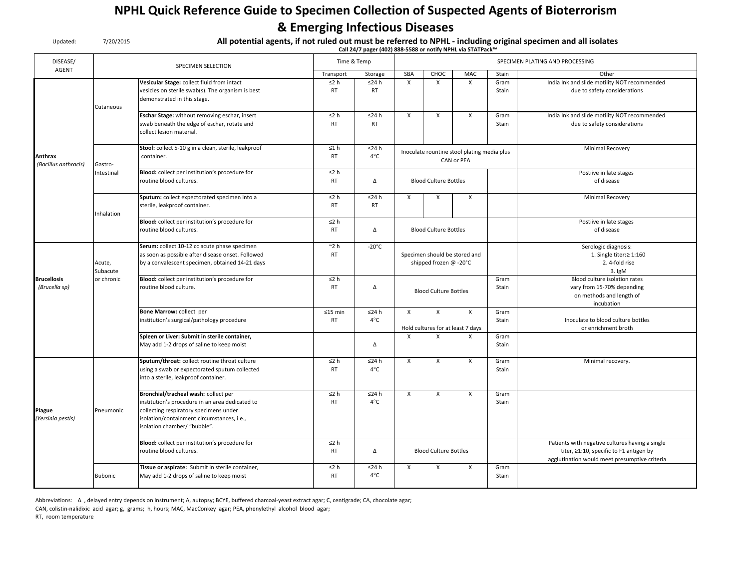# NPHL Quick Reference Guide to Specimen Collection of Suspected Agents of Bioterrorism & Emerging Infectious Diseases

Updated: 7/20/2015

**All potential agents, if not ruled out must be referred to NPHL - including original specimen and all isolates**

**Call 24/7 pager (402) 888-5588 or notify NPHL via STATPack™**

| DISEASE/ AGENT | SPECIMEN SELECTION | | Time & Temp | | SPECIMEN PLATING AND PROCESSING | | | | |
|---|---|---|---|---|---|---|---|---|---|
| | | | Transport | Storage | SBA | CHOC | MAC | Stain | Other |
| **Anthrax** *(Bacillus anthracis)* | Cutaneous | **Vesicular Stage:** collect fluid from intact vesicles on sterile swab(s). The organism is best demonstrated in this stage. | ≤2 h RT | ≤24 h RT | X | X | X | Gram Stain | India Ink and slide motility NOT recommended due to safety considerations |
| | | **Eschar Stage:** without removing eschar, insert swab beneath the edge of eschar, rotate and collect lesion material. | ≤2 h RT | ≤24 h RT | X | X | X | Gram Stain | India Ink and slide motility NOT recommended due to safety considerations |
| | Gastro-Intestinal | **Stool:** collect 5-10 g in a clean, sterile, leakproof container. | ≤1 h RT | ≤24 h 4°C | Inoculate rountine stool plating media plus CAN or PEA | | | | Minimal Recovery |
| | | **Blood:** collect per institution's procedure for routine blood cultures. | ≤2 h RT | Δ | Blood Culture Bottles | | | | Postiive in late stages of disease |
| | Inhalation | **Sputum:** collect expectorated specimen into a sterile, leakproof container. | ≤2 h RT | ≤24 h RT | X | X | X | | Minimal Recovery |
| | | **Blood:** collect per institution's procedure for routine blood cultures. | ≤2 h RT | Δ | Blood Culture Bottles | | | | Postiive in late stages of disease |
| **Brucellosis** *(Brucella sp)* | Acute, Subacute or chronic | **Serum:** collect 10-12 cc acute phase specimen as soon as possible after disease onset. Followed by a convalescent specimen, obtained 14-21 days | ~2 h RT | -20°C | Specimen should be stored and shipped frozen @ -20°C | | | | Serologic diagnosis: 1. Single titer:≥ 1:160 2. 4-fold rise 3. IgM |
| | | **Blood:** collect per institution's procedure for routine blood culture. | ≤2 h RT | Δ | Blood Culture Bottles | | | Gram Stain | Blood culture isolation rates vary from 15-70% depending on methods and length of incubation |
| | | **Bone Marrow:** collect per institution's surgical/pathology procedure | ≤15 min RT | ≤24 h 4°C | X | X | X | Gram Stain | Inoculate to blood culture bottles or enrichment broth |
| | | | | | Hold cultures for at least 7 days | | | | |
| | | **Spleen or Liver: Submit in sterile container,** May add 1-2 drops of saline to keep moist | | Δ | X | X | X | Gram Stain | |
| **Plague** *(Yersinia pestis)* | Pneumonic | **Sputum/throat:** collect routine throat culture using a swab or expectorated sputum collected into a sterile, leakproof container. | ≤2 h RT | ≤24 h 4°C | X | X | X | Gram Stain | Minimal recovery. |
| | | **Bronchial/tracheal wash:** collect per institution's procedure in an area dedicated to collecting respiratory specimens under isolation/containment circumstances, i.e., isolation chamber/ "bubble". | ≤2 h RT | ≤24 h 4°C | X | X | X | Gram Stain | |
| | | **Blood:** collect per institution's procedure for routine blood cultures. | ≤2 h RT | Δ | Blood Culture Bottles | | | | Patients with negative cultures having a single titer, ≥1:10, specific to F1 antigen by agglutination would meet presumptive criteria |
| | Bubonic | **Tissue or aspirate:** Submit in sterile container, May add 1-2 drops of saline to keep moist | ≤2 h RT | ≤24 h 4°C | X | X | X | Gram Stain | |

Abbreviations: Δ , delayed entry depends on instrument; A, autopsy; BCYE, buffered charcoal-yeast extract agar; C, centigrade; CA, chocolate agar; CAN, colistin-nalidixic acid agar; g, grams; h, hours; MAC, MacConkey agar; PEA, phenylethyl alcohol blood agar; RT, room temperature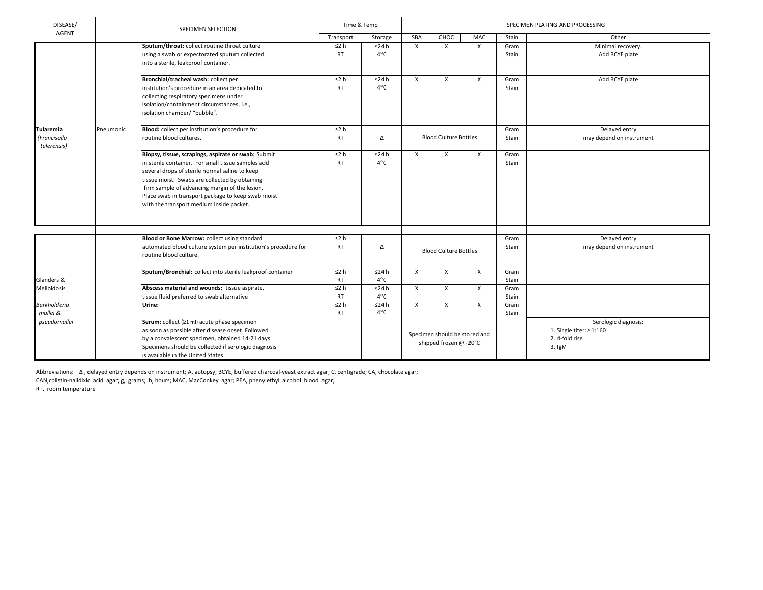| DISEASE/ AGENT | | SPECIMEN SELECTION | Time & Temp | | SPECIMEN PLATING AND PROCESSING | | | | |
|---|---|---|---|---|---|---|---|---|---|
| | | | Transport | Storage | SBA | CHOC | MAC | Stain | Other |
| **Tularemia** *(Francisella tulerensis)* | Pneumonic | **Sputum/throat:** collect routine throat culture using a swab or expectorated sputum collected into a sterile, leakproof container. | ≤2 h RT | ≤24 h 4°C | X | X | X | Gram Stain | Minimal recovery. Add BCYE plate |
| | | **Bronchial/tracheal wash:** collect per institution's procedure in an area dedicated to collecting respiratory specimens under isolation/containment circumstances, i.e., isolation chamber/ "bubble". | ≤2 h RT | ≤24 h 4°C | X | X | X | Gram Stain | Add BCYE plate |
| | | **Blood:** collect per institution's procedure for routine blood cultures. | ≤2 h RT | Δ | Blood Culture Bottles | | | Gram Stain | Delayed entry may depend on instrument |
| | | **Biopsy, tissue, scrapings, aspirate or swab:** Submit in sterile container. For small tissue samples add several drops of sterile normal saline to keep tissue moist. Swabs are collected by obtaining firm sample of advancing margin of the lesion. Place swab in transport package to keep swab moist with the transport medium inside packet. | ≤2 h RT | ≤24 h 4°C | X | X | X | Gram Stain | |
| Glanders & Melioidosis *Burkholderia mallei & pseudomallei* | | **Blood or Bone Marrow:** collect using standard automated blood culture system per institution's procedure for routine blood culture. | ≤2 h RT | Δ | Blood Culture Bottles | | | Gram Stain | Delayed entry may depend on instrument |
| | | **Sputum/Bronchial:** collect into sterile leakproof container | ≤2 h RT | ≤24 h 4°C | X | X | X | Gram Stain | |
| | | **Abscess material and wounds:** tissue aspirate, tissue fluid preferred to swab alternative | ≤2 h RT | ≤24 h 4°C | X | X | X | Gram Stain | |
| | | **Urine:** | ≤2 h RT | ≤24 h 4°C | X | X | X | Gram Stain | |
| | | **Serum:** collect (≥1 ml) acute phase specimen as soon as possible after disease onset. Followed by a convalescent specimen, obtained 14-21 days. Specimens should be collected if serologic diagnosis is available in the United States. | | | Specimen should be stored and shipped frozen @ -20°C | | | | Serologic diagnosis: 1. Single titer: ≥ 1:160 2. 4-fold rise 3. IgM |

Abbreviations: Δ , delayed entry depends on instrument; A, autopsy; BCYE, buffered charcoal-yeast extract agar; C, centigrade; CA, chocolate agar; CAN, colistin-nalidixic acid agar; g, grams; h, hours; MAC, MacConkey agar; PEA, phenylethyl alcohol blood agar; RT, room temperature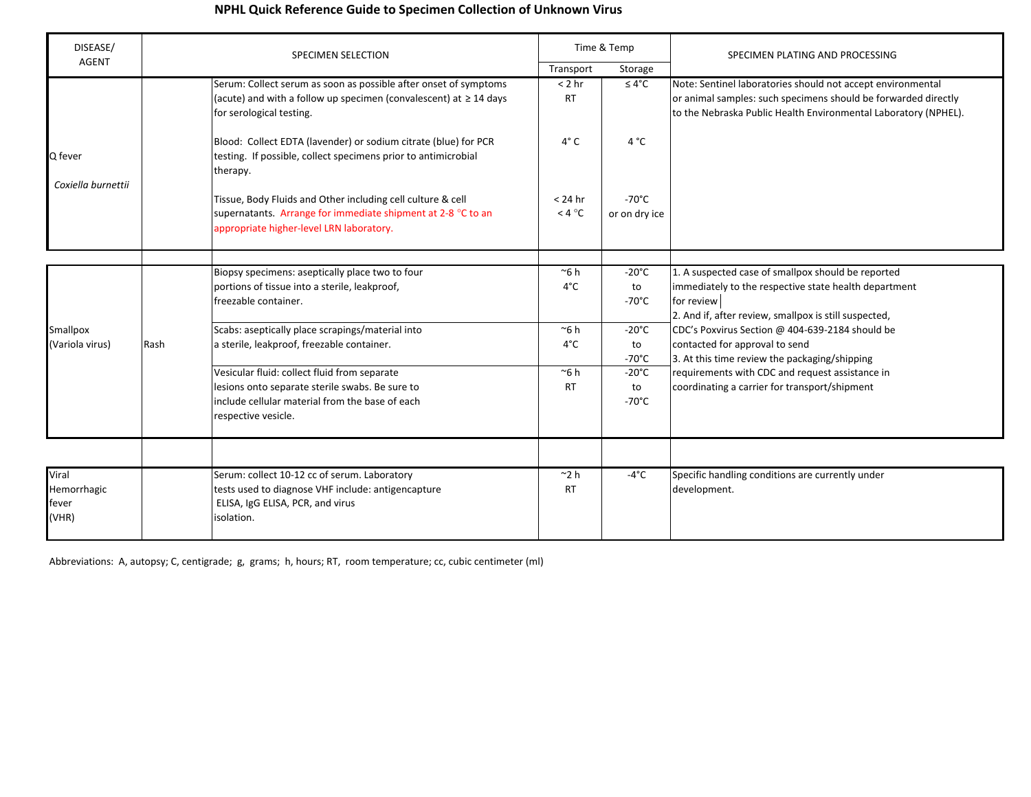# NPHL Quick Reference Guide to Specimen Collection of Unknown Virus

| DISEASE/ AGENT | | SPECIMEN SELECTION | Time & Temp | | SPECIMEN PLATING AND PROCESSING |
|---|---|---|---|---|---|
| | | | Transport | Storage | |
| Q fever *Coxiella burnettii* | | Serum: Collect serum as soon as possible after onset of symptoms (acute) and with a follow up specimen (convalescent) at ≥ 14 days for serological testing. | < 2 hr RT | ≤ 4°C | Note: Sentinel laboratories should not accept environmental or animal samples: such specimens should be forwarded directly to the Nebraska Public Health Environmental Laboratory (NPHEL). |
| | | Blood: Collect EDTA (lavender) or sodium citrate (blue) for PCR testing. If possible, collect specimens prior to antimicrobial therapy. | 4° C | 4 °C | |
| | | Tissue, Body Fluids and Other including cell culture & cell supernatants. Arrange for immediate shipment at 2-8 °C to an appropriate higher-level LRN laboratory. | < 24 hr < 4 °C | -70°C or on dry ice | |
| Smallpox (Variola virus) | Rash | Biopsy specimens: aseptically place two to four portions of tissue into a sterile, leakproof, freezable container. | ~6 h 4°C | -20°C to -70°C | 1. A suspected case of smallpox should be reported immediately to the respective state health department for review<br>2. And if, after review, smallpox is still suspected, CDC's Poxvirus Section @ 404-639-2184 should be contacted for approval to send<br>3. At this time review the packaging/shipping requirements with CDC and request assistance in coordinating a carrier for transport/shipment |
| | | Scabs: aseptically place scrapings/material into a sterile, leakproof, freezable container. | ~6 h 4°C | -20°C to -70°C | |
| | | Vesicular fluid: collect fluid from separate lesions onto separate sterile swabs. Be sure to include cellular material from the base of each respective vesicle. | ~6 h RT | -20°C to -70°C | |
| Viral Hemorrhagic fever (VHR) | | Serum: collect 10-12 cc of serum. Laboratory tests used to diagnose VHF include: antigencapture ELISA, IgG ELISA, PCR, and virus isolation. | ~2 h RT | -4°C | Specific handling conditions are currently under development. |

Abbreviations: A, autopsy; C, centigrade; g, grams; h, hours; RT, room temperature; cc, cubic centimeter (ml)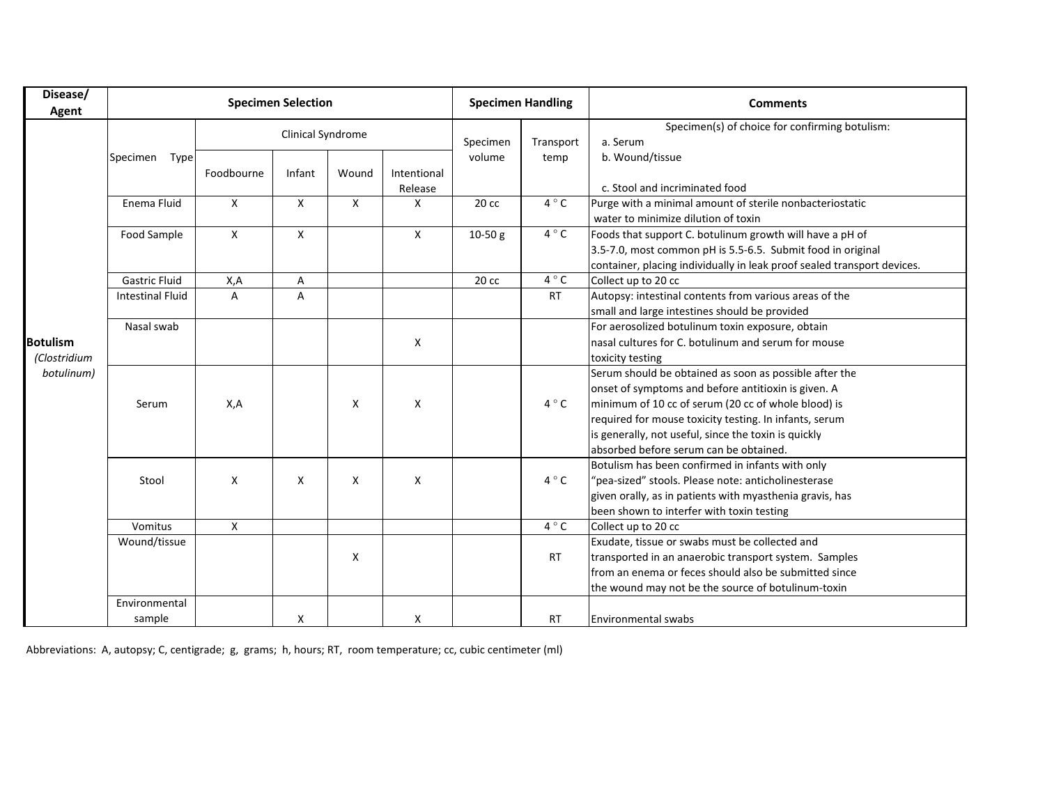| Disease/ Agent | Specimen Selection | | | | | Specimen Handling | | Comments |
|---|---|---|---|---|---|---|---|---|
| | Specimen Type | Clinical Syndrome | | | | Specimen volume | Transport temp | Specimen(s) of choice for confirming botulism: a. Serum b. Wound/tissue c. Stool and incriminated food |
| | | Foodbourne | Infant | Wound | Intentional Release | | | |
| **Botulism** *(Clostridium botulinum)* | Enema Fluid | X | X | X | X | 20 cc | 4 ° C | Purge with a minimal amount of sterile nonbacteriostatic water to minimize dilution of toxin |
| | Food Sample | X | X | | X | 10-50 g | 4 ° C | Foods that support C. botulinum growth will have a pH of 3.5-7.0, most common pH is 5.5-6.5. Submit food in original container, placing individually in leak proof sealed transport devices. |
| | Gastric Fluid | X,A | A | | | 20 cc | 4 ° C | Collect up to 20 cc |
| | Intestinal Fluid | A | A | | | | RT | Autopsy: intestinal contents from various areas of the small and large intestines should be provided |
| | Nasal swab | | | | X | | | For aerosolized botulinum toxin exposure, obtain nasal cultures for C. botulinum and serum for mouse toxicity testing |
| | Serum | X,A | | X | X | | 4 ° C | Serum should be obtained as soon as possible after the onset of symptoms and before antitioxin is given. A minimum of 10 cc of serum (20 cc of whole blood) is required for mouse toxicity testing. In infants, serum is generally, not useful, since the toxin is quickly absorbed before serum can be obtained. |
| | Stool | X | X | X | X | | 4 ° C | Botulism has been confirmed in infants with only "pea-sized" stools. Please note: anticholinesterase given orally, as in patients with myasthenia gravis, has been shown to interfer with toxin testing |
| | Vomitus | X | | | | | 4 ° C | Collect up to 20 cc |
| | Wound/tissue | | | X | | | RT | Exudate, tissue or swabs must be collected and transported in an anaerobic transport system. Samples from an enema or feces should also be submitted since the wound may not be the source of botulinum-toxin |
| | Environmental sample | | X | | X | | RT | Environmental swabs |

Abbreviations: A, autopsy; C, centigrade; g, grams; h, hours; RT, room temperature; cc, cubic centimeter (ml)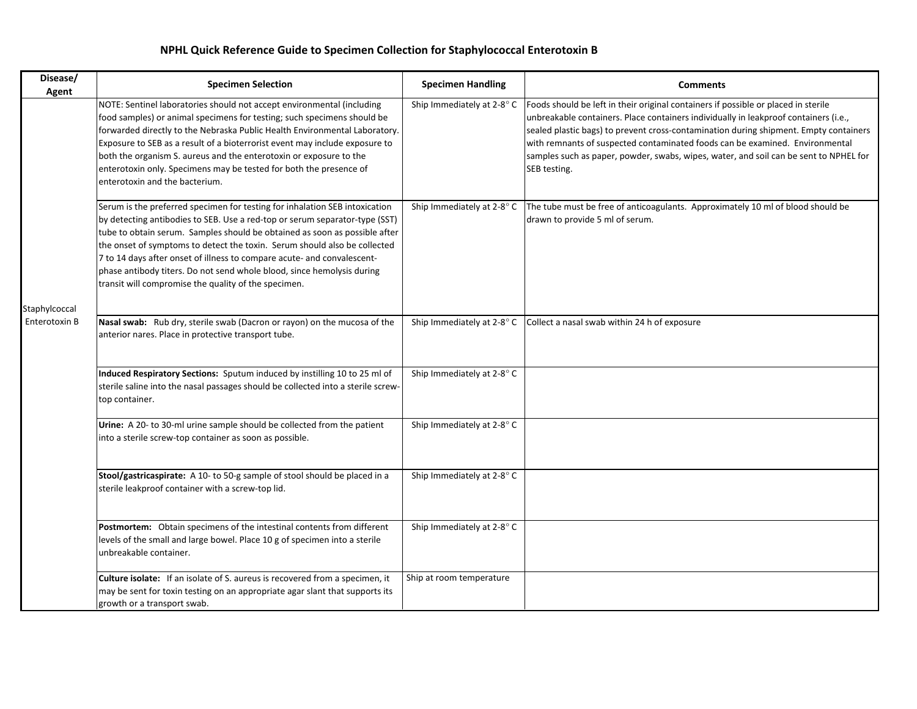# NPHL Quick Reference Guide to Specimen Collection for Staphylococcal Enterotoxin B

| Disease/ Agent | Specimen Selection | Specimen Handling | Comments |
|---|---|---|---|
| Staphylcoccal Enterotoxin B | NOTE: Sentinel laboratories should not accept environmental (including food samples) or animal specimens for testing; such specimens should be forwarded directly to the Nebraska Public Health Environmental Laboratory. Exposure to SEB as a result of a bioterrorist event may include exposure to both the organism S. aureus and the enterotoxin or exposure to the enterotoxin only. Specimens may be tested for both the presence of enterotoxin and the bacterium. | Ship Immediately at 2-8° C | Foods should be left in their original containers if possible or placed in sterile unbreakable containers. Place containers individually in leakproof containers (i.e., sealed plastic bags) to prevent cross-contamination during shipment. Empty containers with remnants of suspected contaminated foods can be examined. Environmental samples such as paper, powder, swabs, wipes, water, and soil can be sent to NPHEL for SEB testing. |
| | Serum is the preferred specimen for testing for inhalation SEB intoxication by detecting antibodies to SEB. Use a red-top or serum separator-type (SST) tube to obtain serum. Samples should be obtained as soon as possible after the onset of symptoms to detect the toxin. Serum should also be collected 7 to 14 days after onset of illness to compare acute- and convalescent-phase antibody titers. Do not send whole blood, since hemolysis during transit will compromise the quality of the specimen. | Ship Immediately at 2-8° C | The tube must be free of anticoagulants. Approximately 10 ml of blood should be drawn to provide 5 ml of serum. |
| | **Nasal swab:** Rub dry, sterile swab (Dacron or rayon) on the mucosa of the anterior nares. Place in protective transport tube. | Ship Immediately at 2-8° C | Collect a nasal swab within 24 h of exposure |
| | **Induced Respiratory Sections:** Sputum induced by instilling 10 to 25 ml of sterile saline into the nasal passages should be collected into a sterile screw-top container. | Ship Immediately at 2-8° C | |
| | **Urine:** A 20- to 30-ml urine sample should be collected from the patient into a sterile screw-top container as soon as possible. | Ship Immediately at 2-8° C | |
| | **Stool/gastricaspirate:** A 10- to 50-g sample of stool should be placed in a sterile leakproof container with a screw-top lid. | Ship Immediately at 2-8° C | |
| | **Postmortem:** Obtain specimens of the intestinal contents from different levels of the small and large bowel. Place 10 g of specimen into a sterile unbreakable container. | Ship Immediately at 2-8° C | |
| | **Culture isolate:** If an isolate of S. aureus is recovered from a specimen, it may be sent for toxin testing on an appropriate agar slant that supports its growth or a transport swab. | Ship at room temperature | |